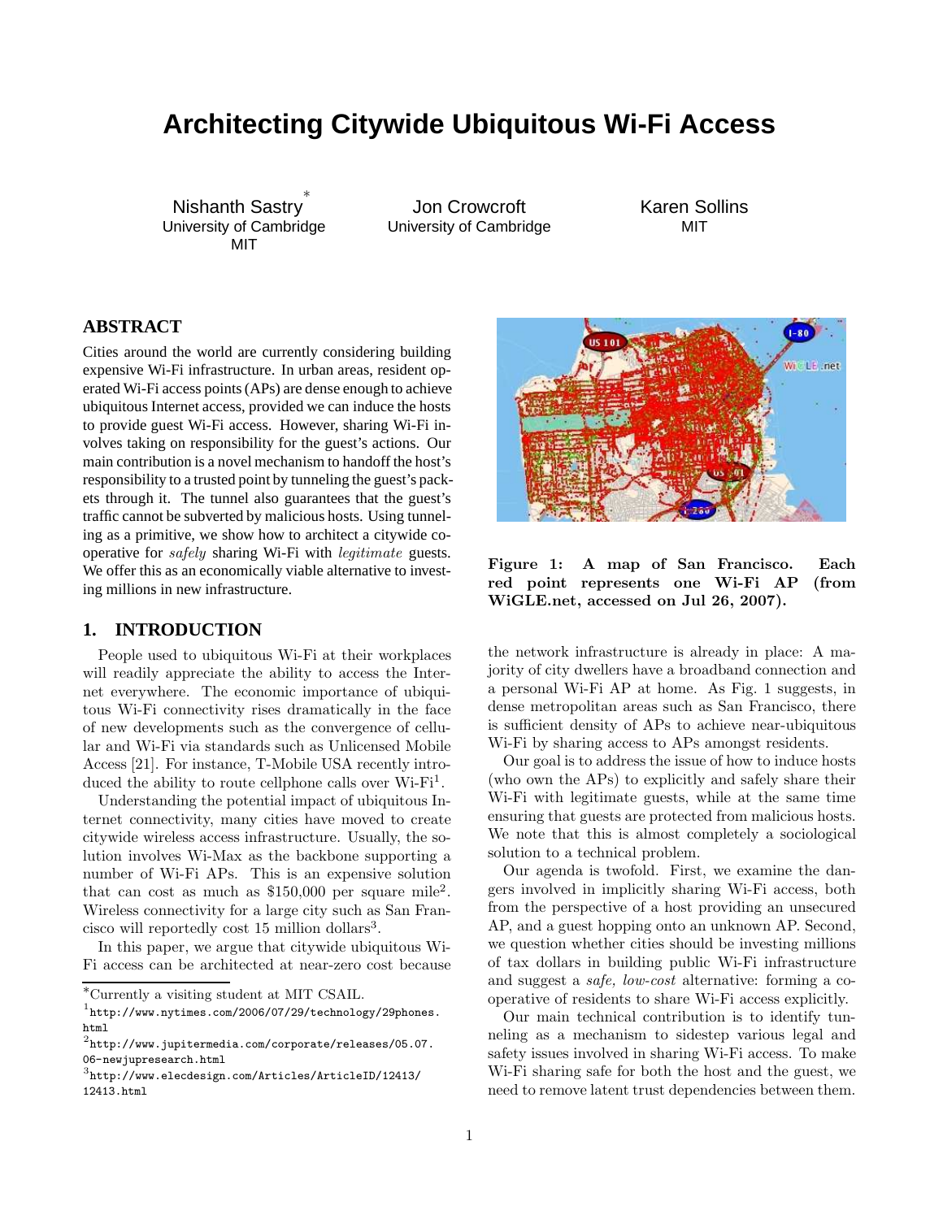# Architecting Citywide Ubiquitous Wi-Fi Access

Nishanth Sastry*
University of Cambridge
MIT

Jon Crowcroft
University of Cambridge

Karen Sollins
MIT

## ABSTRACT

Cities around the world are currently considering building expensive Wi-Fi infrastructure. In urban areas, resident operated Wi-Fi access points (APs) are dense enough to achieve ubiquitous Internet access, provided we can induce the hosts to provide guest Wi-Fi access. However, sharing Wi-Fi involves taking on responsibility for the guest's actions. Our main contribution is a novel mechanism to handoff the host's responsibility to a trusted point by tunneling the guest's packets through it. The tunnel also guarantees that the guest's traffic cannot be subverted by malicious hosts. Using tunneling as a primitive, we show how to architect a citywide cooperative for *safely* sharing Wi-Fi with *legitimate* guests. We offer this as an economically viable alternative to investing millions in new infrastructure.

## 1. INTRODUCTION

People used to ubiquitous Wi-Fi at their workplaces will readily appreciate the ability to access the Internet everywhere. The economic importance of ubiquitous Wi-Fi connectivity rises dramatically in the face of new developments such as the convergence of cellular and Wi-Fi via standards such as Unlicensed Mobile Access [21]. For instance, T-Mobile USA recently introduced the ability to route cellphone calls over Wi-Fi[1].

Understanding the potential impact of ubiquitous Internet connectivity, many cities have moved to create citywide wireless access infrastructure. Usually, the solution involves Wi-Max as the backbone supporting a number of Wi-Fi APs. This is an expensive solution that can cost as much as $150,000 per square mile[2]. Wireless connectivity for a large city such as San Francisco will reportedly cost 15 million dollars[3].

In this paper, we argue that citywide ubiquitous Wi-Fi access can be architected at near-zero cost because the network infrastructure is already in place: A majority of city dwellers have a broadband connection and a personal Wi-Fi AP at home. As Fig. 1 suggests, in dense metropolitan areas such as San Francisco, there is sufficient density of APs to achieve near-ubiquitous Wi-Fi by sharing access to APs amongst residents.

**Figure 1: A map of San Francisco. Each red point represents one Wi-Fi AP (from WiGLE.net, accessed on Jul 26, 2007).**

Our goal is to address the issue of how to induce hosts (who own the APs) to explicitly and safely share their Wi-Fi with legitimate guests, while at the same time ensuring that guests are protected from malicious hosts. We note that this is almost completely a sociological solution to a technical problem.

Our agenda is twofold. First, we examine the dangers involved in implicitly sharing Wi-Fi access, both from the perspective of a host providing an unsecured AP, and a guest hopping onto an unknown AP. Second, we question whether cities should be investing millions of tax dollars in building public Wi-Fi infrastructure and suggest a *safe, low-cost* alternative: forming a cooperative of residents to share Wi-Fi access explicitly.

Our main technical contribution is to identify tunneling as a mechanism to sidestep various legal and safety issues involved in sharing Wi-Fi access. To make Wi-Fi sharing safe for both the host and the guest, we need to remove latent trust dependencies between them.

*Currently a visiting student at MIT CSAIL.

[1] http://www.nytimes.com/2006/07/29/technology/29phones.html

[2] http://www.jupitermedia.com/corporate/releases/05.07.06-newjupresearch.html

[3] http://www.elecdesign.com/Articles/ArticleID/12413/12413.html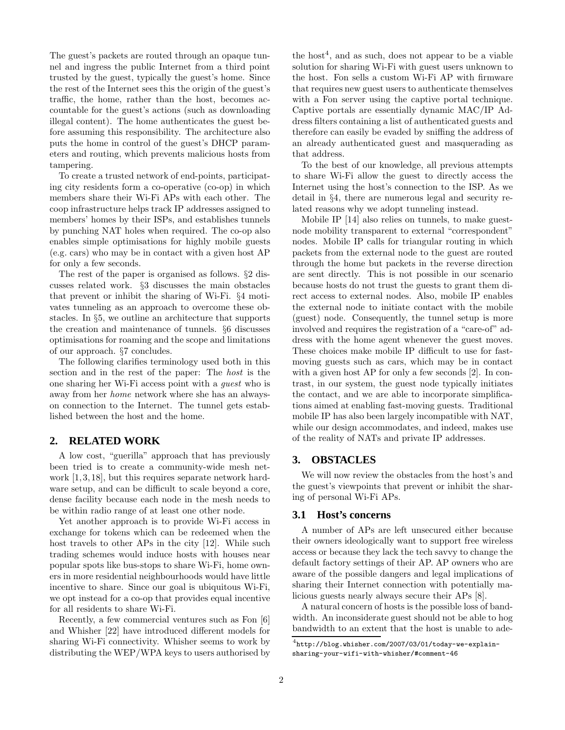The guest's packets are routed through an opaque tunnel and ingress the public Internet from a third point trusted by the guest, typically the guest's home. Since the rest of the Internet sees this the origin of the guest's traffic, the home, rather than the host, becomes accountable for the guest's actions (such as downloading illegal content). The home authenticates the guest before assuming this responsibility. The architecture also puts the home in control of the guest's DHCP parameters and routing, which prevents malicious hosts from tampering.

To create a trusted network of end-points, participating city residents form a co-operative (co-op) in which members share their Wi-Fi APs with each other. The coop infrastructure helps track IP addresses assigned to members' homes by their ISPs, and establishes tunnels by punching NAT holes when required. The co-op also enables simple optimisations for highly mobile guests (e.g. cars) who may be in contact with a given host AP for only a few seconds.

The rest of the paper is organised as follows. §2 discusses related work. §3 discusses the main obstacles that prevent or inhibit the sharing of Wi-Fi. §4 motivates tunneling as an approach to overcome these obstacles. In §5, we outline an architecture that supports the creation and maintenance of tunnels. §6 discusses optimisations for roaming and the scope and limitations of our approach. §7 concludes.

The following clarifies terminology used both in this section and in the rest of the paper: The *host* is the one sharing her Wi-Fi access point with a *guest* who is away from her *home* network where she has an always-on connection to the Internet. The tunnel gets established between the host and the home.

## 2. RELATED WORK

A low cost, "guerilla" approach that has previously been tried is to create a community-wide mesh network [1,3,18], but this requires separate network hardware setup, and can be difficult to scale beyond a core, dense facility because each node in the mesh needs to be within radio range of at least one other node.

Yet another approach is to provide Wi-Fi access in exchange for tokens which can be redeemed when the host travels to other APs in the city [12]. While such trading schemes would induce hosts with houses near popular spots like bus-stops to share Wi-Fi, home owners in more residential neighbourhoods would have little incentive to share. Since our goal is ubiquitous Wi-Fi, we opt instead for a co-op that provides equal incentive for all residents to share Wi-Fi.

Recently, a few commercial ventures such as Fon [6] and Whisher [22] have introduced different models for sharing Wi-Fi connectivity. Whisher seems to work by distributing the WEP/WPA keys to users authorised by the host[4], and as such, does not appear to be a viable solution for sharing Wi-Fi with guest users unknown to the host. Fon sells a custom Wi-Fi AP with firmware that requires new guest users to authenticate themselves with a Fon server using the captive portal technique. Captive portals are essentially dynamic MAC/IP Address filters containing a list of authenticated guests and therefore can easily be evaded by sniffing the address of an already authenticated guest and masquerading as that address.

To the best of our knowledge, all previous attempts to share Wi-Fi allow the guest to directly access the Internet using the host's connection to the ISP. As we detail in §4, there are numerous legal and security related reasons why we adopt tunneling instead.

Mobile IP [14] also relies on tunnels, to make guest-node mobility transparent to external "correspondent" nodes. Mobile IP calls for triangular routing in which packets from the external node to the guest are routed through the home but packets in the reverse direction are sent directly. This is not possible in our scenario because hosts do not trust the guests to grant them direct access to external nodes. Also, mobile IP enables the external node to initiate contact with the mobile (guest) node. Consequently, the tunnel setup is more involved and requires the registration of a "care-of" address with the home agent whenever the guest moves. These choices make mobile IP difficult to use for fast-moving guests such as cars, which may be in contact with a given host AP for only a few seconds [2]. In contrast, in our system, the guest node typically initiates the contact, and we are able to incorporate simplifications aimed at enabling fast-moving guests. Traditional mobile IP has also been largely incompatible with NAT, while our design accommodates, and indeed, makes use of the reality of NATs and private IP addresses.

## 3. OBSTACLES

We will now review the obstacles from the host's and the guest's viewpoints that prevent or inhibit the sharing of personal Wi-Fi APs.

### 3.1 Host's concerns

A number of APs are left unsecured either because their owners ideologically want to support free wireless access or because they lack the tech savvy to change the default factory settings of their AP. AP owners who are aware of the possible dangers and legal implications of sharing their Internet connection with potentially malicious guests nearly always secure their APs [8].

A natural concern of hosts is the possible loss of bandwidth. An inconsiderate guest should not be able to hog bandwidth to an extent that the host is unable to ade-

[4] http://blog.whisher.com/2007/03/01/today-we-explain-sharing-your-wifi-with-whisher/#comment-46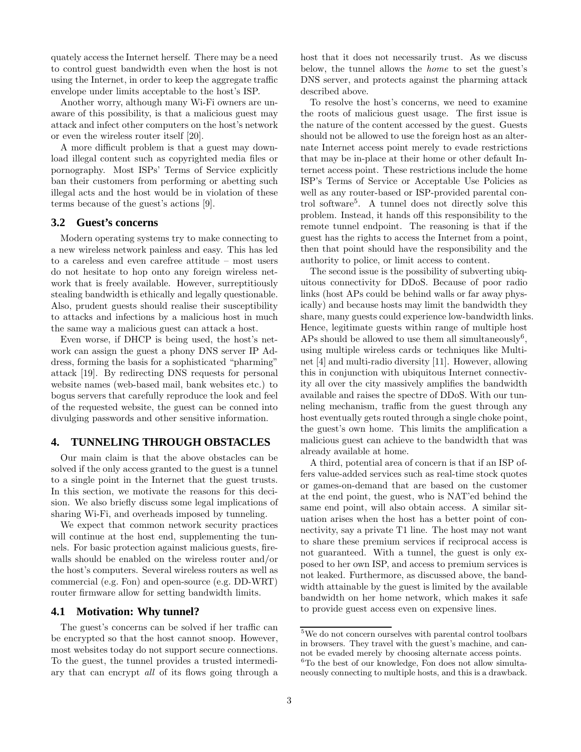quately access the Internet herself. There may be a need to control guest bandwidth even when the host is not using the Internet, in order to keep the aggregate traffic envelope under limits acceptable to the host's ISP.

Another worry, although many Wi-Fi owners are unaware of this possibility, is that a malicious guest may attack and infect other computers on the host's network or even the wireless router itself [20].

A more difficult problem is that a guest may download illegal content such as copyrighted media files or pornography. Most ISPs' Terms of Service explicitly ban their customers from performing or abetting such illegal acts and the host would be in violation of these terms because of the guest's actions [9].

## 3.2 Guest's concerns

Modern operating systems try to make connecting to a new wireless network painless and easy. This has led to a careless and even carefree attitude – most users do not hesitate to hop onto any foreign wireless network that is freely available. However, surreptitiously stealing bandwidth is ethically and legally questionable. Also, prudent guests should realise their susceptibility to attacks and infections by a malicious host in much the same way a malicious guest can attack a host.

Even worse, if DHCP is being used, the host's network can assign the guest a phony DNS server IP Address, forming the basis for a sophisticated "pharming" attack [19]. By redirecting DNS requests for personal website names (web-based mail, bank websites etc.) to bogus servers that carefully reproduce the look and feel of the requested website, the guest can be conned into divulging passwords and other sensitive information.

# 4. TUNNELING THROUGH OBSTACLES

Our main claim is that the above obstacles can be solved if the only access granted to the guest is a tunnel to a single point in the Internet that the guest trusts. In this section, we motivate the reasons for this decision. We also briefly discuss some legal implications of sharing Wi-Fi, and overheads imposed by tunneling.

We expect that common network security practices will continue at the host end, supplementing the tunnels. For basic protection against malicious guests, firewalls should be enabled on the wireless router and/or the host's computers. Several wireless routers as well as commercial (e.g. Fon) and open-source (e.g. DD-WRT) router firmware allow for setting bandwidth limits.

## 4.1 Motivation: Why tunnel?

The guest's concerns can be solved if her traffic can be encrypted so that the host cannot snoop. However, most websites today do not support secure connections. To the guest, the tunnel provides a trusted intermediary that can encrypt *all* of its flows going through a host that it does not necessarily trust. As we discuss below, the tunnel allows the *home* to set the guest's DNS server, and protects against the pharming attack described above.

To resolve the host's concerns, we need to examine the roots of malicious guest usage. The first issue is the nature of the content accessed by the guest. Guests should not be allowed to use the foreign host as an alternate Internet access point merely to evade restrictions that may be in-place at their home or other default Internet access point. These restrictions include the home ISP's Terms of Service or Acceptable Use Policies as well as any router-based or ISP-provided parental control software[5]. A tunnel does not directly solve this problem. Instead, it hands off this responsibility to the remote tunnel endpoint. The reasoning is that if the guest has the rights to access the Internet from a point, then that point should have the responsibility and the authority to police, or limit access to content.

The second issue is the possibility of subverting ubiquitous connectivity for DDoS. Because of poor radio links (host APs could be behind walls or far away physically) and because hosts may limit the bandwidth they share, many guests could experience low-bandwidth links. Hence, legitimate guests within range of multiple host APs should be allowed to use them all simultaneously[6], using multiple wireless cards or techniques like Multinet [4] and multi-radio diversity [11]. However, allowing this in conjunction with ubiquitous Internet connectivity all over the city massively amplifies the bandwidth available and raises the spectre of DDoS. With our tunneling mechanism, traffic from the guest through any host eventually gets routed through a single choke point, the guest's own home. This limits the amplification a malicious guest can achieve to the bandwidth that was already available at home.

A third, potential area of concern is that if an ISP offers value-added services such as real-time stock quotes or games-on-demand that are based on the customer at the end point, the guest, who is NAT'ed behind the same end point, will also obtain access. A similar situation arises when the host has a better point of connectivity, say a private T1 line. The host may not want to share these premium services if reciprocal access is not guaranteed. With a tunnel, the guest is only exposed to her own ISP, and access to premium services is not leaked. Furthermore, as discussed above, the bandwidth attainable by the guest is limited by the available bandwidth on her home network, which makes it safe to provide guest access even on expensive lines.

---

[5] We do not concern ourselves with parental control toolbars in browsers. They travel with the guest's machine, and cannot be evaded merely by choosing alternate access points.

[6] To the best of our knowledge, Fon does not allow simultaneously connecting to multiple hosts, and this is a drawback.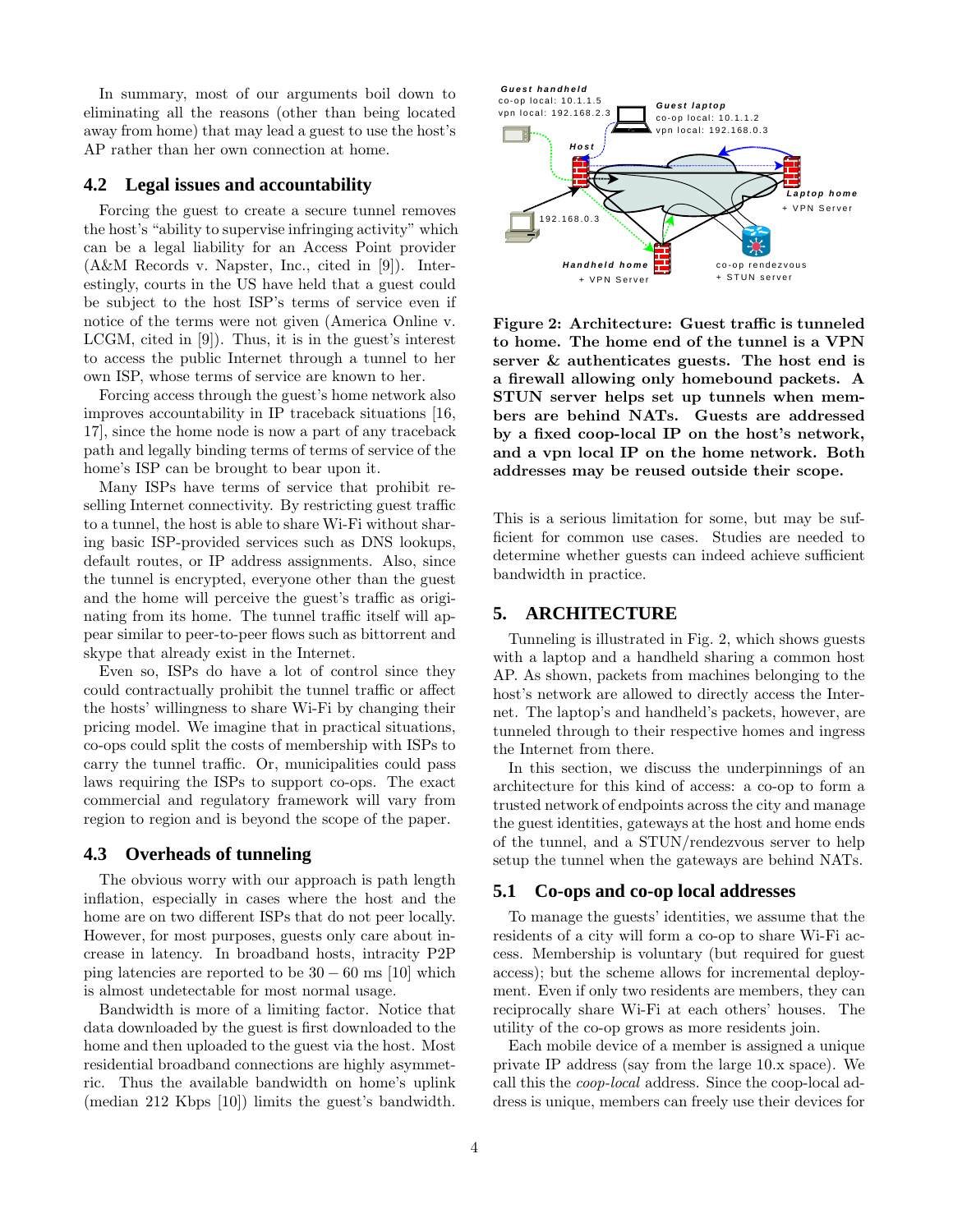In summary, most of our arguments boil down to eliminating all the reasons (other than being located away from home) that may lead a guest to use the host's AP rather than her own connection at home.

### 4.2 Legal issues and accountability

Forcing the guest to create a secure tunnel removes the host's "ability to supervise infringing activity" which can be a legal liability for an Access Point provider (A&M Records v. Napster, Inc., cited in [9]). Interestingly, courts in the US have held that a guest could be subject to the host ISP's terms of service even if notice of the terms were not given (America Online v. LCGM, cited in [9]). Thus, it is in the guest's interest to access the public Internet through a tunnel to her own ISP, whose terms of service are known to her.

Forcing access through the guest's home network also improves accountability in IP traceback situations [16, 17], since the home node is now a part of any traceback path and legally binding terms of terms of service of the home's ISP can be brought to bear upon it.

Many ISPs have terms of service that prohibit reselling Internet connectivity. By restricting guest traffic to a tunnel, the host is able to share Wi-Fi without sharing basic ISP-provided services such as DNS lookups, default routes, or IP address assignments. Also, since the tunnel is encrypted, everyone other than the guest and the home will perceive the guest's traffic as originating from its home. The tunnel traffic itself will appear similar to peer-to-peer flows such as bittorrent and skype that already exist in the Internet.

Even so, ISPs do have a lot of control since they could contractually prohibit the tunnel traffic or affect the hosts' willingness to share Wi-Fi by changing their pricing model. We imagine that in practical situations, co-ops could split the costs of membership with ISPs to carry the tunnel traffic. Or, municipalities could pass laws requiring the ISPs to support co-ops. The exact commercial and regulatory framework will vary from region to region and is beyond the scope of the paper.

### 4.3 Overheads of tunneling

The obvious worry with our approach is path length inflation, especially in cases where the host and the home are on two different ISPs that do not peer locally. However, for most purposes, guests only care about increase in latency. In broadband hosts, intracity P2P ping latencies are reported to be $30 - 60$ ms [10] which is almost undetectable for most normal usage.

Bandwidth is more of a limiting factor. Notice that data downloaded by the guest is first downloaded to the home and then uploaded to the guest via the host. Most residential broadband connections are highly asymmetric. Thus the available bandwidth on home's uplink (median 212 Kbps [10]) limits the guest's bandwidth. This is a serious limitation for some, but may be sufficient for common use cases. Studies are needed to determine whether guests can indeed achieve sufficient bandwidth in practice.

**Figure 2: Architecture: Guest traffic is tunneled to home. The home end of the tunnel is a VPN server & authenticates guests. The host end is a firewall allowing only homebound packets. A STUN server helps set up tunnels when members are behind NATs. Guests are addressed by a fixed coop-local IP on the host's network, and a vpn local IP on the home network. Both addresses may be reused outside their scope.**

## 5. ARCHITECTURE

Tunneling is illustrated in Fig. 2, which shows guests with a laptop and a handheld sharing a common host AP. As shown, packets from machines belonging to the host's network are allowed to directly access the Internet. The laptop's and handheld's packets, however, are tunneled through to their respective homes and ingress the Internet from there.

In this section, we discuss the underpinnings of an architecture for this kind of access: a co-op to form a trusted network of endpoints across the city and manage the guest identities, gateways at the host and home ends of the tunnel, and a STUN/rendezvous server to help setup the tunnel when the gateways are behind NATs.

### 5.1 Co-ops and co-op local addresses

To manage the guests' identities, we assume that the residents of a city will form a co-op to share Wi-Fi access. Membership is voluntary (but required for guest access); but the scheme allows for incremental deployment. Even if only two residents are members, they can reciprocally share Wi-Fi at each others' houses. The utility of the co-op grows as more residents join.

Each mobile device of a member is assigned a unique private IP address (say from the large 10.x space). We call this the *coop-local* address. Since the coop-local address is unique, members can freely use their devices for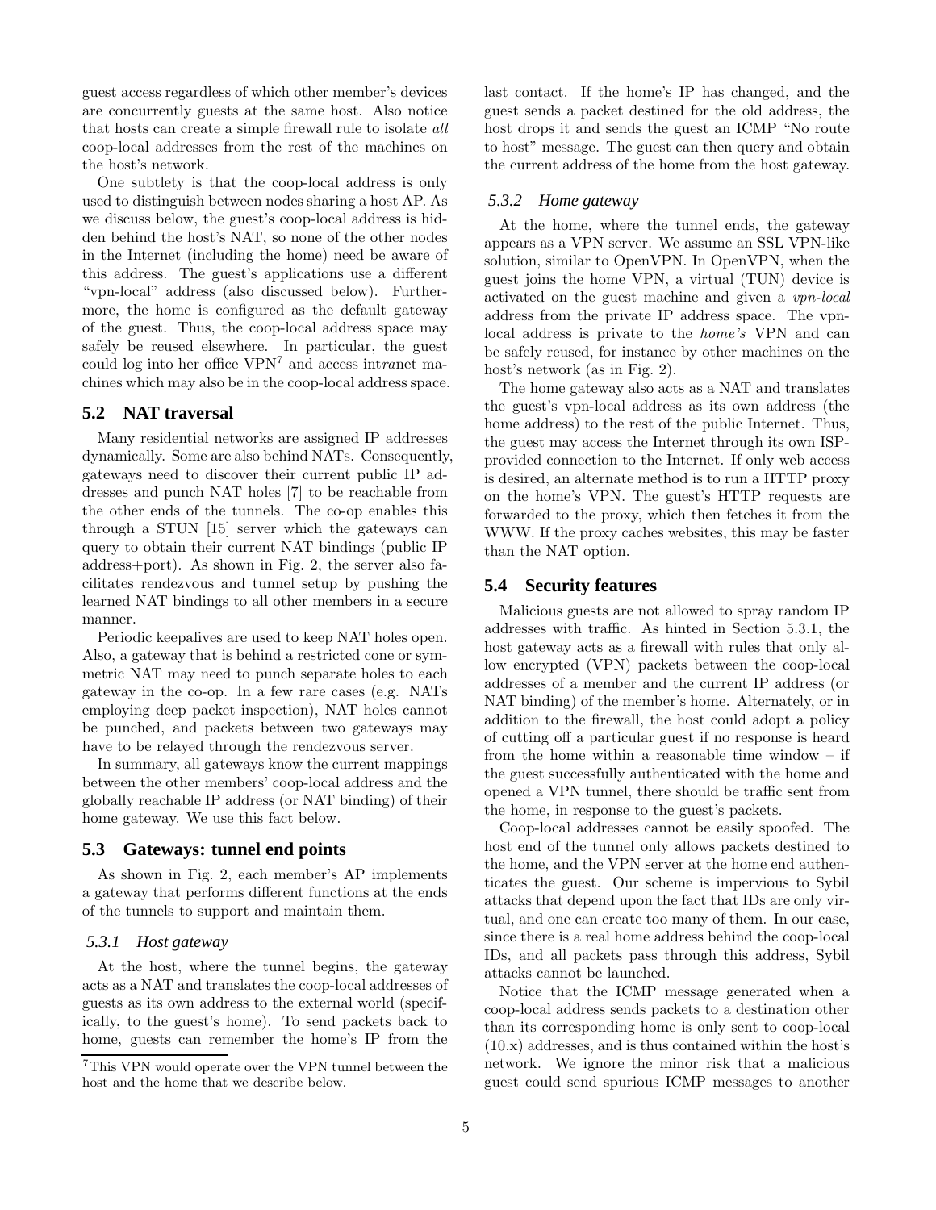guest access regardless of which other member's devices are concurrently guests at the same host. Also notice that hosts can create a simple firewall rule to isolate *all* coop-local addresses from the rest of the machines on the host's network.

One subtlety is that the coop-local address is only used to distinguish between nodes sharing a host AP. As we discuss below, the guest's coop-local address is hidden behind the host's NAT, so none of the other nodes in the Internet (including the home) need be aware of this address. The guest's applications use a different "vpn-local" address (also discussed below). Furthermore, the home is configured as the default gateway of the guest. Thus, the coop-local address space may safely be reused elsewhere. In particular, the guest could log into her office VPN[7] and access int*ra*net machines which may also be in the coop-local address space.

## 5.2 NAT traversal

Many residential networks are assigned IP addresses dynamically. Some are also behind NATs. Consequently, gateways need to discover their current public IP addresses and punch NAT holes [7] to be reachable from the other ends of the tunnels. The co-op enables this through a STUN [15] server which the gateways can query to obtain their current NAT bindings (public IP address+port). As shown in Fig. 2, the server also facilitates rendezvous and tunnel setup by pushing the learned NAT bindings to all other members in a secure manner.

Periodic keepalives are used to keep NAT holes open. Also, a gateway that is behind a restricted cone or symmetric NAT may need to punch separate holes to each gateway in the co-op. In a few rare cases (e.g. NATs employing deep packet inspection), NAT holes cannot be punched, and packets between two gateways may have to be relayed through the rendezvous server.

In summary, all gateways know the current mappings between the other members' coop-local address and the globally reachable IP address (or NAT binding) of their home gateway. We use this fact below.

## 5.3 Gateways: tunnel end points

As shown in Fig. 2, each member's AP implements a gateway that performs different functions at the ends of the tunnels to support and maintain them.

### 5.3.1 Host gateway

At the host, where the tunnel begins, the gateway acts as a NAT and translates the coop-local addresses of guests as its own address to the external world (specifically, to the guest's home). To send packets back to home, guests can remember the home's IP from the last contact. If the home's IP has changed, and the guest sends a packet destined for the old address, the host drops it and sends the guest an ICMP "No route to host" message. The guest can then query and obtain the current address of the home from the host gateway.

### 5.3.2 Home gateway

At the home, where the tunnel ends, the gateway appears as a VPN server. We assume an SSL VPN-like solution, similar to OpenVPN. In OpenVPN, when the guest joins the home VPN, a virtual (TUN) device is activated on the guest machine and given a *vpn-local* address from the private IP address space. The vpn-local address is private to the *home's* VPN and can be safely reused, for instance by other machines on the host's network (as in Fig. 2).

The home gateway also acts as a NAT and translates the guest's vpn-local address as its own address (the home address) to the rest of the public Internet. Thus, the guest may access the Internet through its own ISP-provided connection to the Internet. If only web access is desired, an alternate method is to run a HTTP proxy on the home's VPN. The guest's HTTP requests are forwarded to the proxy, which then fetches it from the WWW. If the proxy caches websites, this may be faster than the NAT option.

## 5.4 Security features

Malicious guests are not allowed to spray random IP addresses with traffic. As hinted in Section 5.3.1, the host gateway acts as a firewall with rules that only allow encrypted (VPN) packets between the coop-local addresses of a member and the current IP address (or NAT binding) of the member's home. Alternately, or in addition to the firewall, the host could adopt a policy of cutting off a particular guest if no response is heard from the home within a reasonable time window – if the guest successfully authenticated with the home and opened a VPN tunnel, there should be traffic sent from the home, in response to the guest's packets.

Coop-local addresses cannot be easily spoofed. The host end of the tunnel only allows packets destined to the home, and the VPN server at the home end authenticates the guest. Our scheme is impervious to Sybil attacks that depend upon the fact that IDs are only virtual, and one can create too many of them. In our case, since there is a real home address behind the coop-local IDs, and all packets pass through this address, Sybil attacks cannot be launched.

Notice that the ICMP message generated when a coop-local address sends packets to a destination other than its corresponding home is only sent to coop-local (10.x) addresses, and is thus contained within the host's network. We ignore the minor risk that a malicious guest could send spurious ICMP messages to another

[7] This VPN would operate over the VPN tunnel between the host and the home that we describe below.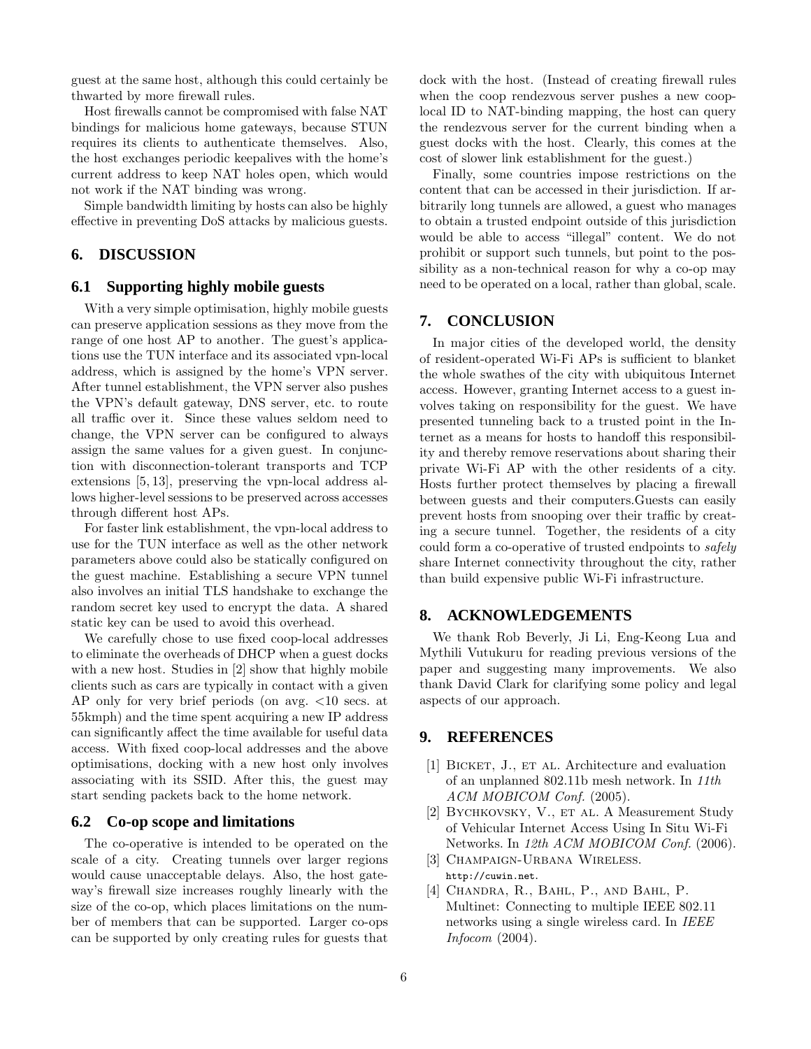guest at the same host, although this could certainly be thwarted by more firewall rules.

Host firewalls cannot be compromised with false NAT bindings for malicious home gateways, because STUN requires its clients to authenticate themselves. Also, the host exchanges periodic keepalives with the home's current address to keep NAT holes open, which would not work if the NAT binding was wrong.

Simple bandwidth limiting by hosts can also be highly effective in preventing DoS attacks by malicious guests.

## 6. DISCUSSION

### 6.1 Supporting highly mobile guests

With a very simple optimisation, highly mobile guests can preserve application sessions as they move from the range of one host AP to another. The guest's applications use the TUN interface and its associated vpn-local address, which is assigned by the home's VPN server. After tunnel establishment, the VPN server also pushes the VPN's default gateway, DNS server, etc. to route all traffic over it. Since these values seldom need to change, the VPN server can be configured to always assign the same values for a given guest. In conjunction with disconnection-tolerant transports and TCP extensions [5, 13], preserving the vpn-local address allows higher-level sessions to be preserved across accesses through different host APs.

For faster link establishment, the vpn-local address to use for the TUN interface as well as the other network parameters above could also be statically configured on the guest machine. Establishing a secure VPN tunnel also involves an initial TLS handshake to exchange the random secret key used to encrypt the data. A shared static key can be used to avoid this overhead.

We carefully chose to use fixed coop-local addresses to eliminate the overheads of DHCP when a guest docks with a new host. Studies in [2] show that highly mobile clients such as cars are typically in contact with a given AP only for very brief periods (on avg. <10 secs. at 55kmph) and the time spent acquiring a new IP address can significantly affect the time available for useful data access. With fixed coop-local addresses and the above optimisations, docking with a new host only involves associating with its SSID. After this, the guest may start sending packets back to the home network.

### 6.2 Co-op scope and limitations

The co-operative is intended to be operated on the scale of a city. Creating tunnels over larger regions would cause unacceptable delays. Also, the host gateway's firewall size increases roughly linearly with the size of the co-op, which places limitations on the number of members that can be supported. Larger co-ops can be supported by only creating rules for guests that dock with the host. (Instead of creating firewall rules when the coop rendezvous server pushes a new coop-local ID to NAT-binding mapping, the host can query the rendezvous server for the current binding when a guest docks with the host. Clearly, this comes at the cost of slower link establishment for the guest.)

Finally, some countries impose restrictions on the content that can be accessed in their jurisdiction. If arbitrarily long tunnels are allowed, a guest who manages to obtain a trusted endpoint outside of this jurisdiction would be able to access "illegal" content. We do not prohibit or support such tunnels, but point to the possibility as a non-technical reason for why a co-op may need to be operated on a local, rather than global, scale.

## 7. CONCLUSION

In major cities of the developed world, the density of resident-operated Wi-Fi APs is sufficient to blanket the whole swathes of the city with ubiquitous Internet access. However, granting Internet access to a guest involves taking on responsibility for the guest. We have presented tunneling back to a trusted point in the Internet as a means for hosts to handoff this responsibility and thereby remove reservations about sharing their private Wi-Fi AP with the other residents of a city. Hosts further protect themselves by placing a firewall between guests and their computers.Guests can easily prevent hosts from snooping over their traffic by creating a secure tunnel. Together, the residents of a city could form a co-operative of trusted endpoints to *safely* share Internet connectivity throughout the city, rather than build expensive public Wi-Fi infrastructure.

## 8. ACKNOWLEDGEMENTS

We thank Rob Beverly, Ji Li, Eng-Keong Lua and Mythili Vutukuru for reading previous versions of the paper and suggesting many improvements. We also thank David Clark for clarifying some policy and legal aspects of our approach.

## 9. REFERENCES

[1] Bicket, J., et al. Architecture and evaluation of an unplanned 802.11b mesh network. In *11th ACM MOBICOM Conf.* (2005).

[2] Bychkovsky, V., et al. A Measurement Study of Vehicular Internet Access Using In Situ Wi-Fi Networks. In *12th ACM MOBICOM Conf.* (2006).

[3] Champaign-Urbana Wireless. http://cuwin.net.

[4] Chandra, R., Bahl, P., and Bahl, P. Multinet: Connecting to multiple IEEE 802.11 networks using a single wireless card. In *IEEE Infocom* (2004).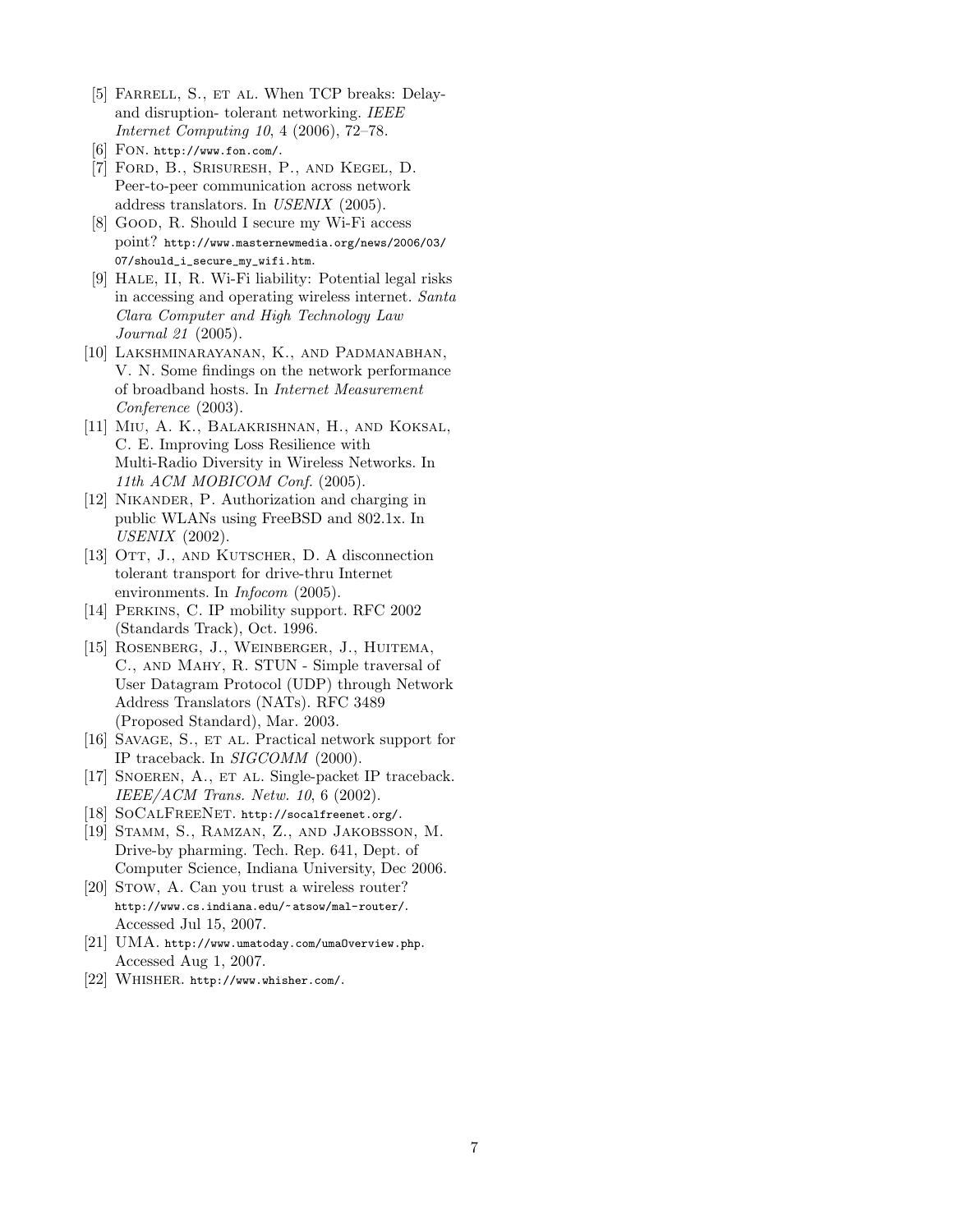[5] Farrell, S., et al. When TCP breaks: Delay- and disruption- tolerant networking. *IEEE Internet Computing 10*, 4 (2006), 72–78.

[6] Fon. http://www.fon.com/.

[7] Ford, B., Srisuresh, P., and Kegel, D. Peer-to-peer communication across network address translators. In *USENIX* (2005).

[8] Good, R. Should I secure my Wi-Fi access point? http://www.masternewmedia.org/news/2006/03/07/should_i_secure_my_wifi.htm.

[9] Hale, II, R. Wi-Fi liability: Potential legal risks in accessing and operating wireless internet. *Santa Clara Computer and High Technology Law Journal 21* (2005).

[10] Lakshminarayanan, K., and Padmanabhan, V. N. Some findings on the network performance of broadband hosts. In *Internet Measurement Conference* (2003).

[11] Miu, A. K., Balakrishnan, H., and Koksal, C. E. Improving Loss Resilience with Multi-Radio Diversity in Wireless Networks. In *11th ACM MOBICOM Conf.* (2005).

[12] Nikander, P. Authorization and charging in public WLANs using FreeBSD and 802.1x. In *USENIX* (2002).

[13] Ott, J., and Kutscher, D. A disconnection tolerant transport for drive-thru Internet environments. In *Infocom* (2005).

[14] Perkins, C. IP mobility support. RFC 2002 (Standards Track), Oct. 1996.

[15] Rosenberg, J., Weinberger, J., Huitema, C., and Mahy, R. STUN - Simple traversal of User Datagram Protocol (UDP) through Network Address Translators (NATs). RFC 3489 (Proposed Standard), Mar. 2003.

[16] Savage, S., et al. Practical network support for IP traceback. In *SIGCOMM* (2000).

[17] Snoeren, A., et al. Single-packet IP traceback. *IEEE/ACM Trans. Netw. 10*, 6 (2002).

[18] SoCalFreeNet. http://socalfreenet.org/.

[19] Stamm, S., Ramzan, Z., and Jakobsson, M. Drive-by pharming. Tech. Rep. 641, Dept. of Computer Science, Indiana University, Dec 2006.

[20] Stow, A. Can you trust a wireless router? http://www.cs.indiana.edu/~atsow/mal-router/. Accessed Jul 15, 2007.

[21] UMA. http://www.umatoday.com/umaOverview.php. Accessed Aug 1, 2007.

[22] Whisher. http://www.whisher.com/.